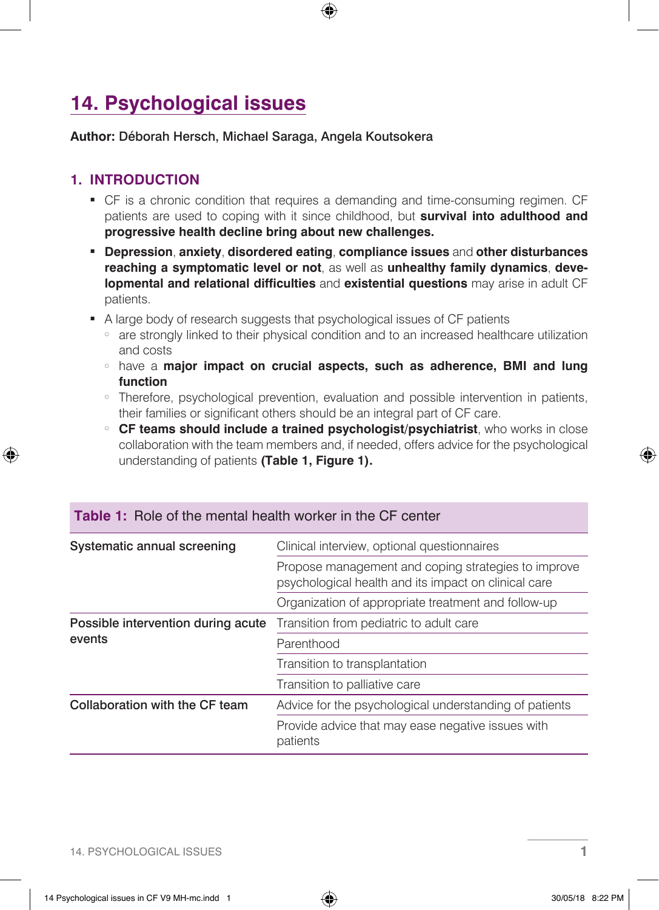# 14. Psychological issues

**Author:** Déborah Hersch, Michael Saraga, Angela Koutsokera

## 1. INTRODUCTION

- CF is a chronic condition that requires a demanding and time-consuming regimen. CF patients are used to coping with it since childhood, but **survival into adulthood and progressive health decline bring about new challenges.**
- **Depression**, **anxiety**, **disordered eating**, **compliance issues** and **other disturbances reaching a symptomatic level or not**, as well as **unhealthy family dynamics**, **developmental and relational difficulties** and **existential questions** may arise in adult CF patients.
- A large body of research suggests that psychological issues of CF patients
  - are strongly linked to their physical condition and to an increased healthcare utilization and costs
  - have a **major impact on crucial aspects, such as adherence, BMI and lung function**
  - Therefore, psychological prevention, evaluation and possible intervention in patients, their families or significant others should be an integral part of CF care.
  - **CF teams should include a trained psychologist/psychiatrist**, who works in close collaboration with the team members and, if needed, offers advice for the psychological understanding of patients **(Table 1, Figure 1).**

**Table 1:** Role of the mental health worker in the CF center

| | |
|---|---|
| Systematic annual screening | Clinical interview, optional questionnaires |
| | Propose management and coping strategies to improve psychological health and its impact on clinical care |
| | Organization of appropriate treatment and follow-up |
| Possible intervention during acute events | Transition from pediatric to adult care |
| | Parenthood |
| | Transition to transplantation |
| | Transition to palliative care |
| Collaboration with the CF team | Advice for the psychological understanding of patients |
| | Provide advice that may ease negative issues with patients |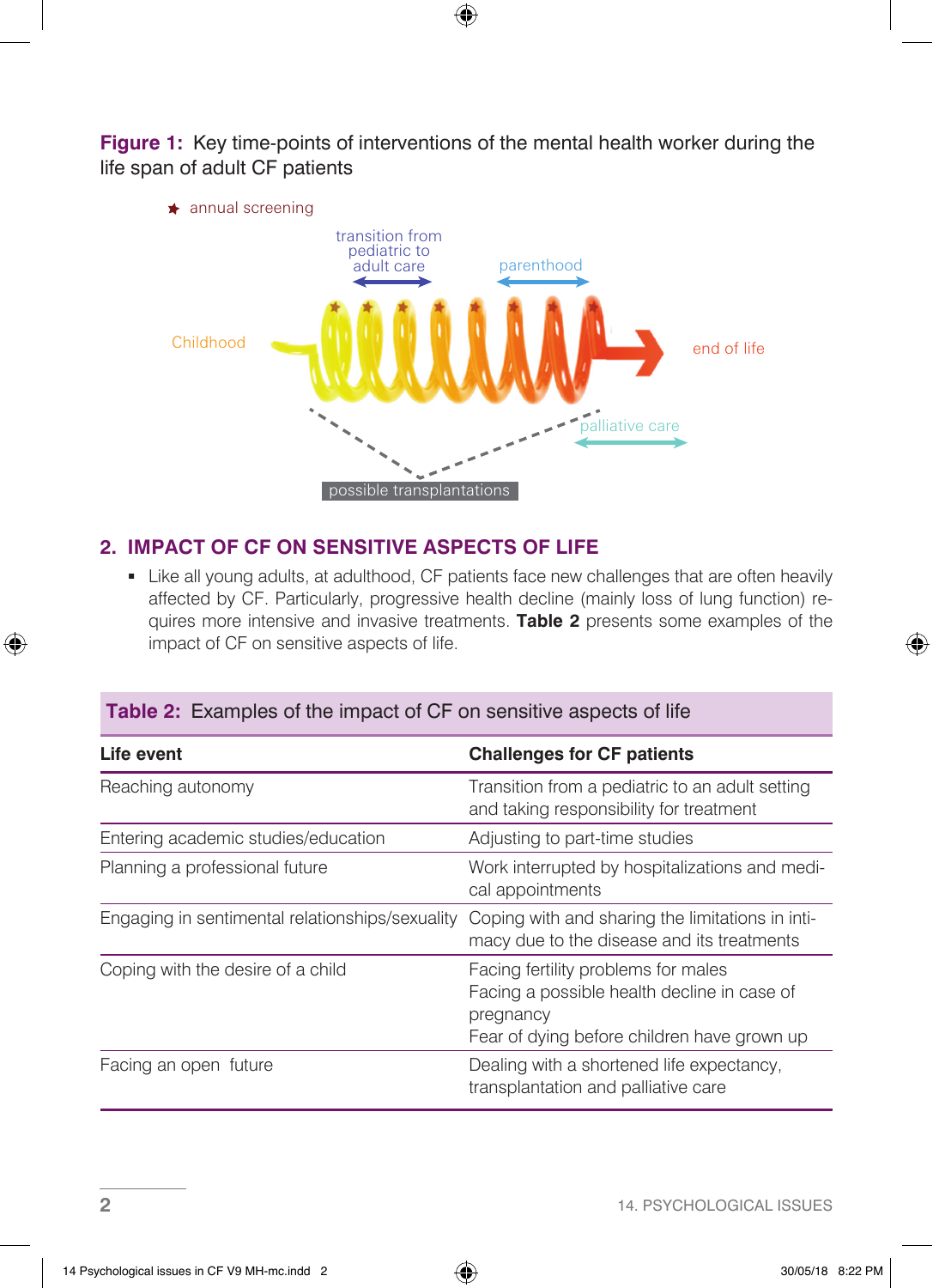**Figure 1:** Key time-points of interventions of the mental health worker during the life span of adult CF patients

★ annual screening

transition from pediatric to adult care

parenthood

Childhood

end of life

palliative care

possible transplantations

## 2. IMPACT OF CF ON SENSITIVE ASPECTS OF LIFE

- Like all young adults, at adulthood, CF patients face new challenges that are often heavily affected by CF. Particularly, progressive health decline (mainly loss of lung function) requires more intensive and invasive treatments. **Table 2** presents some examples of the impact of CF on sensitive aspects of life.

**Table 2:** Examples of the impact of CF on sensitive aspects of life

| Life event | Challenges for CF patients |
|---|---|
| Reaching autonomy | Transition from a pediatric to an adult setting and taking responsibility for treatment |
| Entering academic studies/education | Adjusting to part-time studies |
| Planning a professional future | Work interrupted by hospitalizations and medical appointments |
| Engaging in sentimental relationships/sexuality | Coping with and sharing the limitations in intimacy due to the disease and its treatments |
| Coping with the desire of a child | Facing fertility problems for males<br>Facing a possible health decline in case of pregnancy<br>Fear of dying before children have grown up |
| Facing an open future | Dealing with a shortened life expectancy, transplantation and palliative care |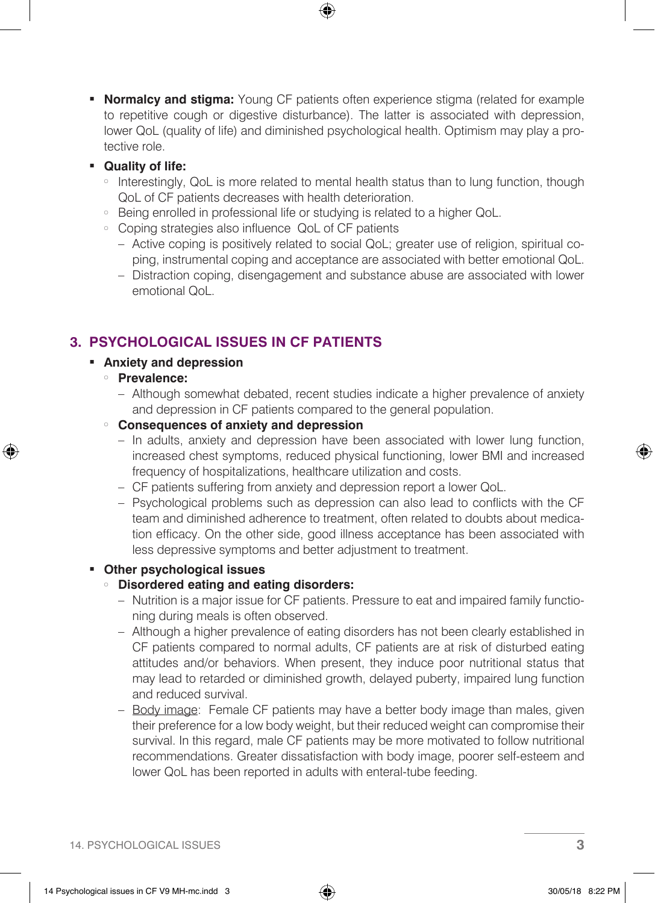- **Normalcy and stigma:** Young CF patients often experience stigma (related for example to repetitive cough or digestive disturbance). The latter is associated with depression, lower QoL (quality of life) and diminished psychological health. Optimism may play a protective role.
- **Quality of life:**
  - Interestingly, QoL is more related to mental health status than to lung function, though QoL of CF patients decreases with health deterioration.
  - Being enrolled in professional life or studying is related to a higher QoL.
  - Coping strategies also influence QoL of CF patients
    - Active coping is positively related to social QoL; greater use of religion, spiritual coping, instrumental coping and acceptance are associated with better emotional QoL.
    - Distraction coping, disengagement and substance abuse are associated with lower emotional QoL.

## 3. PSYCHOLOGICAL ISSUES IN CF PATIENTS

- **Anxiety and depression**
  - **Prevalence:**
    - Although somewhat debated, recent studies indicate a higher prevalence of anxiety and depression in CF patients compared to the general population.
  - **Consequences of anxiety and depression**
    - In adults, anxiety and depression have been associated with lower lung function, increased chest symptoms, reduced physical functioning, lower BMI and increased frequency of hospitalizations, healthcare utilization and costs.
    - CF patients suffering from anxiety and depression report a lower QoL.
    - Psychological problems such as depression can also lead to conflicts with the CF team and diminished adherence to treatment, often related to doubts about medication efficacy. On the other side, good illness acceptance has been associated with less depressive symptoms and better adjustment to treatment.
- **Other psychological issues**
  - **Disordered eating and eating disorders:**
    - Nutrition is a major issue for CF patients. Pressure to eat and impaired family functioning during meals is often observed.
    - Although a higher prevalence of eating disorders has not been clearly established in CF patients compared to normal adults, CF patients are at risk of disturbed eating attitudes and/or behaviors. When present, they induce poor nutritional status that may lead to retarded or diminished growth, delayed puberty, impaired lung function and reduced survival.
    - Body image: Female CF patients may have a better body image than males, given their preference for a low body weight, but their reduced weight can compromise their survival. In this regard, male CF patients may be more motivated to follow nutritional recommendations. Greater dissatisfaction with body image, poorer self-esteem and lower QoL has been reported in adults with enteral-tube feeding.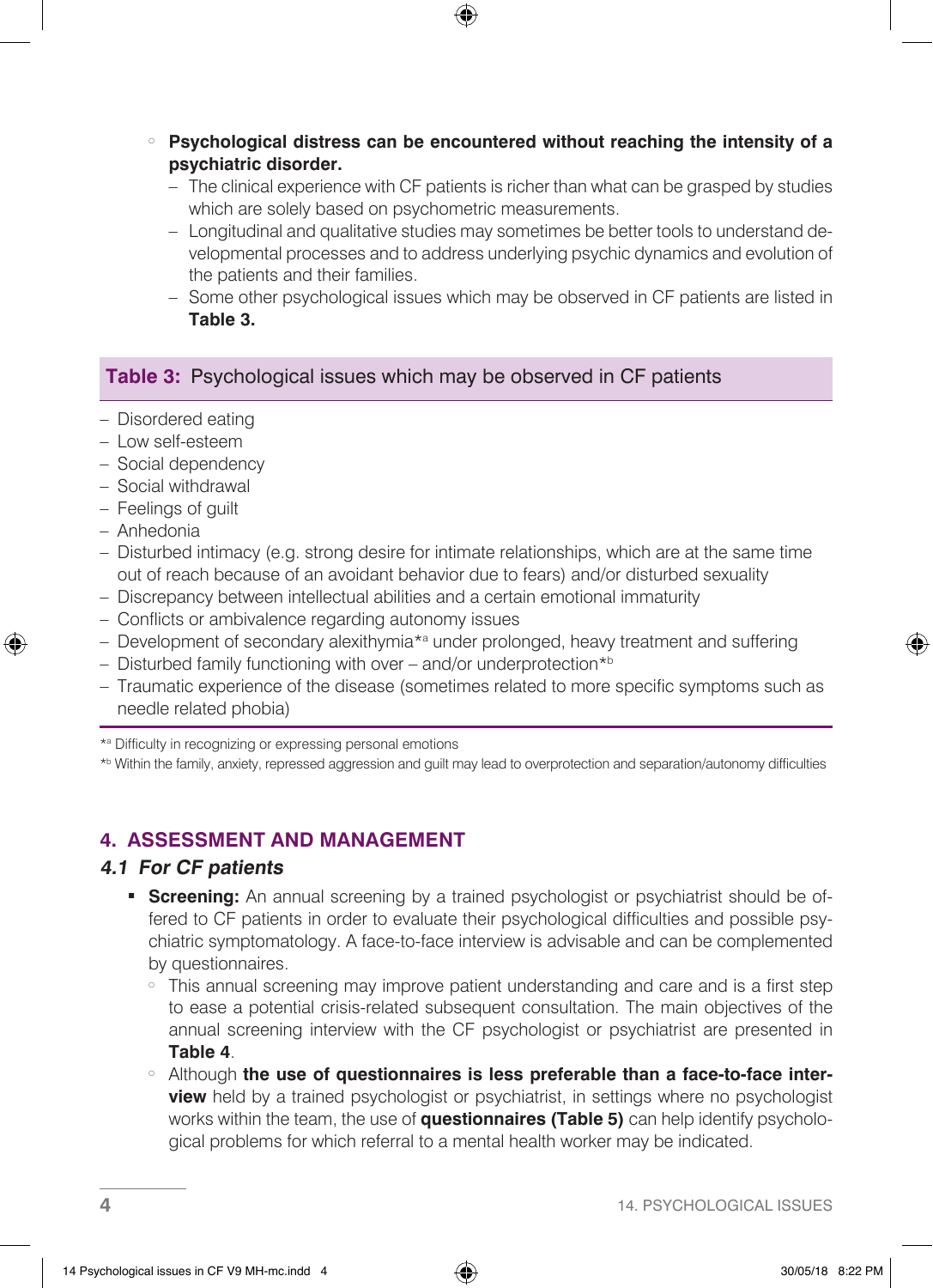- **Psychological distress can be encountered without reaching the intensity of a psychiatric disorder.**
  - The clinical experience with CF patients is richer than what can be grasped by studies which are solely based on psychometric measurements.
  - Longitudinal and qualitative studies may sometimes be better tools to understand developmental processes and to address underlying psychic dynamics and evolution of the patients and their families.
  - Some other psychological issues which may be observed in CF patients are listed in **Table 3.**

**Table 3:** Psychological issues which may be observed in CF patients

- Disordered eating
- Low self-esteem
- Social dependency
- Social withdrawal
- Feelings of guilt
- Anhedonia
- Disturbed intimacy (e.g. strong desire for intimate relationships, which are at the same time out of reach because of an avoidant behavior due to fears) and/or disturbed sexuality
- Discrepancy between intellectual abilities and a certain emotional immaturity
- Conflicts or ambivalence regarding autonomy issues
- Development of secondary alexithymia*[a] under prolonged, heavy treatment and suffering
- Disturbed family functioning with over – and/or underprotection*[b]
- Traumatic experience of the disease (sometimes related to more specific symptoms such as needle related phobia)

*[a] Difficulty in recognizing or expressing personal emotions

*[b] Within the family, anxiety, repressed aggression and guilt may lead to overprotection and separation/autonomy difficulties

## 4. ASSESSMENT AND MANAGEMENT

### *4.1 For CF patients*

- **Screening:** An annual screening by a trained psychologist or psychiatrist should be offered to CF patients in order to evaluate their psychological difficulties and possible psychiatric symptomatology. A face-to-face interview is advisable and can be complemented by questionnaires.
  - This annual screening may improve patient understanding and care and is a first step to ease a potential crisis-related subsequent consultation. The main objectives of the annual screening interview with the CF psychologist or psychiatrist are presented in **Table 4**.
  - Although **the use of questionnaires is less preferable than a face-to-face interview** held by a trained psychologist or psychiatrist, in settings where no psychologist works within the team, the use of **questionnaires (Table 5)** can help identify psychological problems for which referral to a mental health worker may be indicated.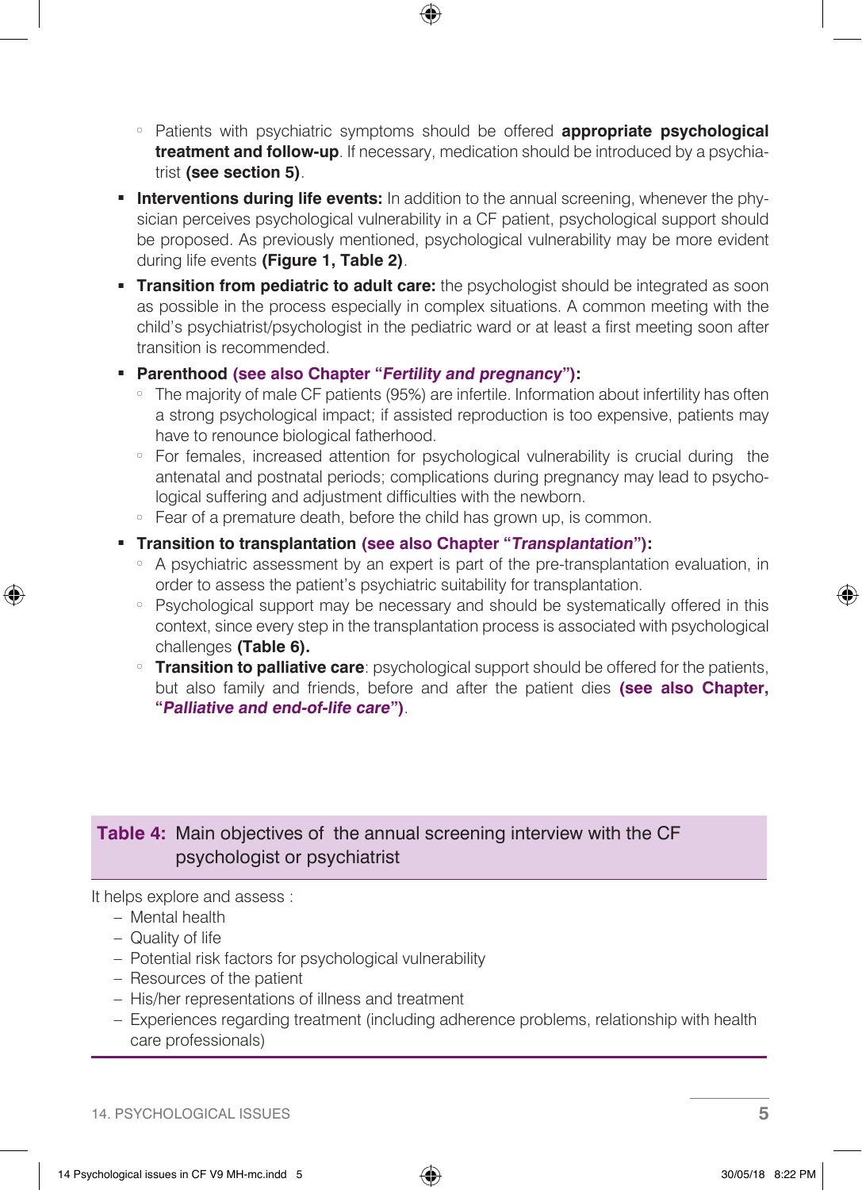- Patients with psychiatric symptoms should be offered **appropriate psychological treatment and follow-up**. If necessary, medication should be introduced by a psychiatrist **(see section 5)**.

- **Interventions during life events:** In addition to the annual screening, whenever the physician perceives psychological vulnerability in a CF patient, psychological support should be proposed. As previously mentioned, psychological vulnerability may be more evident during life events **(Figure 1, Table 2)**.
- **Transition from pediatric to adult care:** the psychologist should be integrated as soon as possible in the process especially in complex situations. A common meeting with the child's psychiatrist/psychologist in the pediatric ward or at least a first meeting soon after transition is recommended.
- **Parenthood (see also Chapter "*Fertility and pregnancy*"):**
    - The majority of male CF patients (95%) are infertile. Information about infertility has often a strong psychological impact; if assisted reproduction is too expensive, patients may have to renounce biological fatherhood.
    - For females, increased attention for psychological vulnerability is crucial during the antenatal and postnatal periods; complications during pregnancy may lead to psychological suffering and adjustment difficulties with the newborn.
    - Fear of a premature death, before the child has grown up, is common.
- **Transition to transplantation (see also Chapter "*Transplantation*"):**
    - A psychiatric assessment by an expert is part of the pre-transplantation evaluation, in order to assess the patient's psychiatric suitability for transplantation.
    - Psychological support may be necessary and should be systematically offered in this context, since every step in the transplantation process is associated with psychological challenges **(Table 6)**.
    - **Transition to palliative care**: psychological support should be offered for the patients, but also family and friends, before and after the patient dies **(see also Chapter, "*Palliative and end-of-life care*")**.

**Table 4:** Main objectives of the annual screening interview with the CF psychologist or psychiatrist

It helps explore and assess :

- Mental health
- Quality of life
- Potential risk factors for psychological vulnerability
- Resources of the patient
- His/her representations of illness and treatment
- Experiences regarding treatment (including adherence problems, relationship with health care professionals)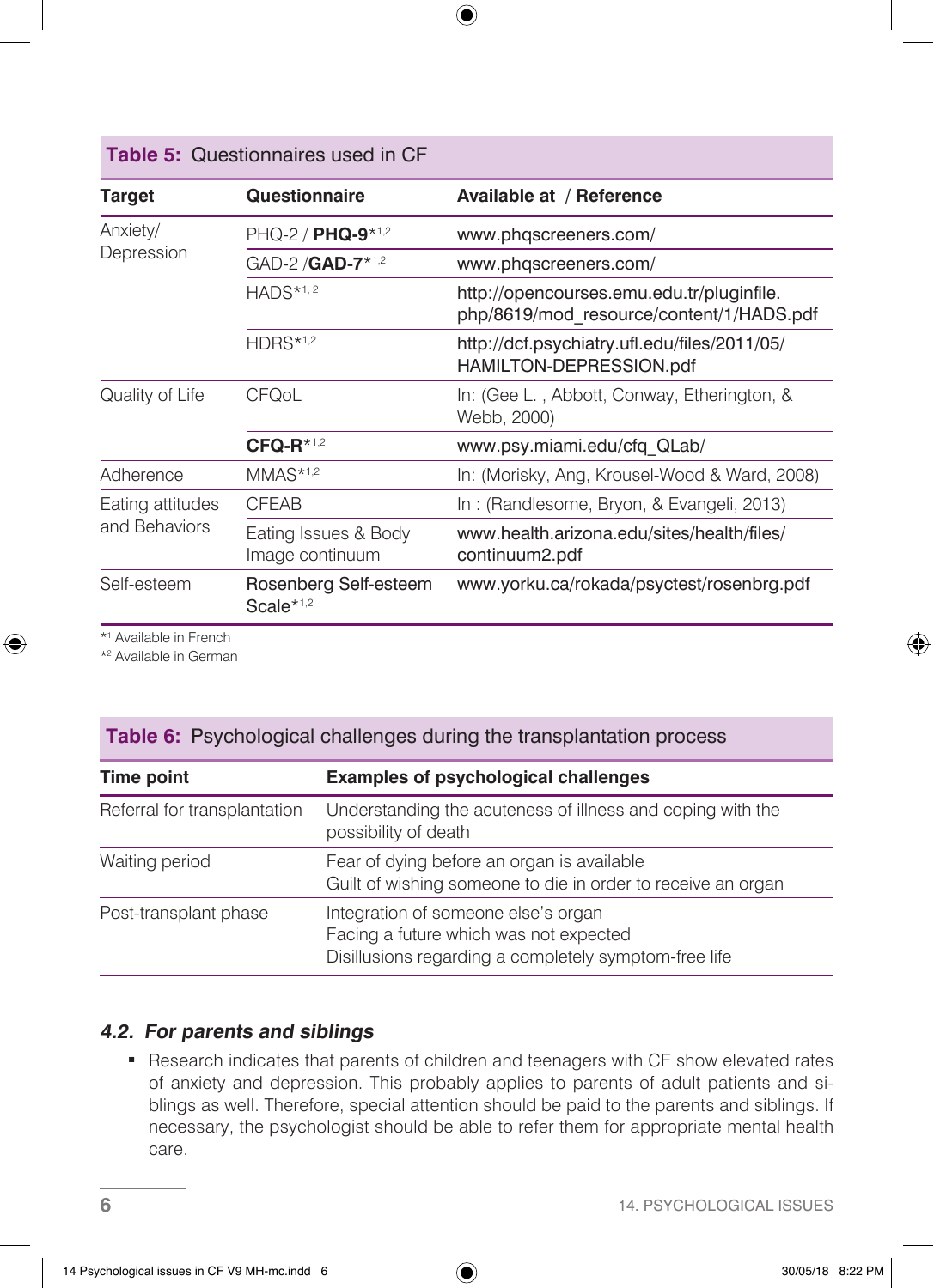**Table 5: Questionnaires used in CF**

| Target | Questionnaire | Available at / Reference |
|---|---|---|
| Anxiety/ Depression | PHQ-2 / **PHQ-9***[1,2] | www.phqscreeners.com/ |
| | GAD-2 /**GAD-7***[1,2] | www.phqscreeners.com/ |
| | HADS*[1,2] | http://opencourses.emu.edu.tr/pluginfile.php/8619/mod_resource/content/1/HADS.pdf |
| | HDRS*[1,2] | http://dcf.psychiatry.ufl.edu/files/2011/05/HAMILTON-DEPRESSION.pdf |
| Quality of Life | CFQoL | In: (Gee L. , Abbott, Conway, Etherington, & Webb, 2000) |
| | **CFQ-R***[1,2] | www.psy.miami.edu/cfq_QLab/ |
| Adherence | MMAS*[1,2] | In: (Morisky, Ang, Krousel-Wood & Ward, 2008) |
| Eating attitudes and Behaviors | CFEAB | In : (Randlesome, Bryon, & Evangeli, 2013) |
| | Eating Issues & Body Image continuum | www.health.arizona.edu/sites/health/files/continuum2.pdf |
| Self-esteem | Rosenberg Self-esteem Scale*[1,2] | www.yorku.ca/rokada/psyctest/rosenbrg.pdf |

*[1] Available in French
*[2] Available in German

**Table 6: Psychological challenges during the transplantation process**

| Time point | Examples of psychological challenges |
|---|---|
| Referral for transplantation | Understanding the acuteness of illness and coping with the possibility of death |
| Waiting period | Fear of dying before an organ is available<br>Guilt of wishing someone to die in order to receive an organ |
| Post-transplant phase | Integration of someone else's organ<br>Facing a future which was not expected<br>Disillusions regarding a completely symptom-free life |

### 4.2. *For parents and siblings*

- Research indicates that parents of children and teenagers with CF show elevated rates of anxiety and depression. This probably applies to parents of adult patients and siblings as well. Therefore, special attention should be paid to the parents and siblings. If necessary, the psychologist should be able to refer them for appropriate mental health care.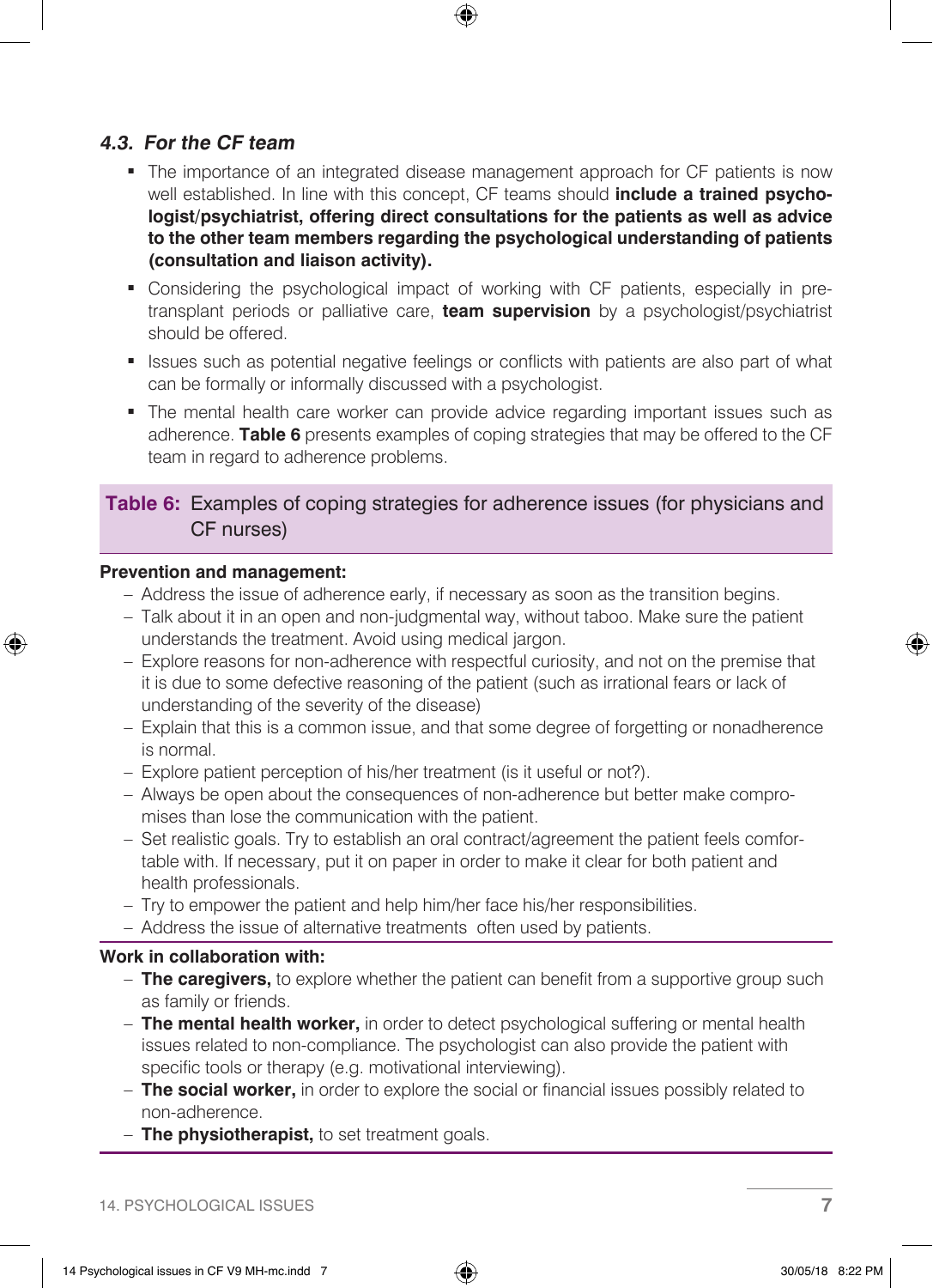### *4.3. For the CF team*

- The importance of an integrated disease management approach for CF patients is now well established. In line with this concept, CF teams should **include a trained psychologist/psychiatrist, offering direct consultations for the patients as well as advice to the other team members regarding the psychological understanding of patients (consultation and liaison activity).**
- Considering the psychological impact of working with CF patients, especially in pre-transplant periods or palliative care, **team supervision** by a psychologist/psychiatrist should be offered.
- Issues such as potential negative feelings or conflicts with patients are also part of what can be formally or informally discussed with a psychologist.
- The mental health care worker can provide advice regarding important issues such as adherence. **Table 6** presents examples of coping strategies that may be offered to the CF team in regard to adherence problems.

**Table 6:** Examples of coping strategies for adherence issues (for physicians and CF nurses)

**Prevention and management:**

- Address the issue of adherence early, if necessary as soon as the transition begins.
- Talk about it in an open and non-judgmental way, without taboo. Make sure the patient understands the treatment. Avoid using medical jargon.
- Explore reasons for non-adherence with respectful curiosity, and not on the premise that it is due to some defective reasoning of the patient (such as irrational fears or lack of understanding of the severity of the disease)
- Explain that this is a common issue, and that some degree of forgetting or nonadherence is normal.
- Explore patient perception of his/her treatment (is it useful or not?).
- Always be open about the consequences of non-adherence but better make compromises than lose the communication with the patient.
- Set realistic goals. Try to establish an oral contract/agreement the patient feels comfortable with. If necessary, put it on paper in order to make it clear for both patient and health professionals.
- Try to empower the patient and help him/her face his/her responsibilities.
- Address the issue of alternative treatments often used by patients.

**Work in collaboration with:**

- **The caregivers,** to explore whether the patient can benefit from a supportive group such as family or friends.
- **The mental health worker,** in order to detect psychological suffering or mental health issues related to non-compliance. The psychologist can also provide the patient with specific tools or therapy (e.g. motivational interviewing).
- **The social worker,** in order to explore the social or financial issues possibly related to non-adherence.
- **The physiotherapist,** to set treatment goals.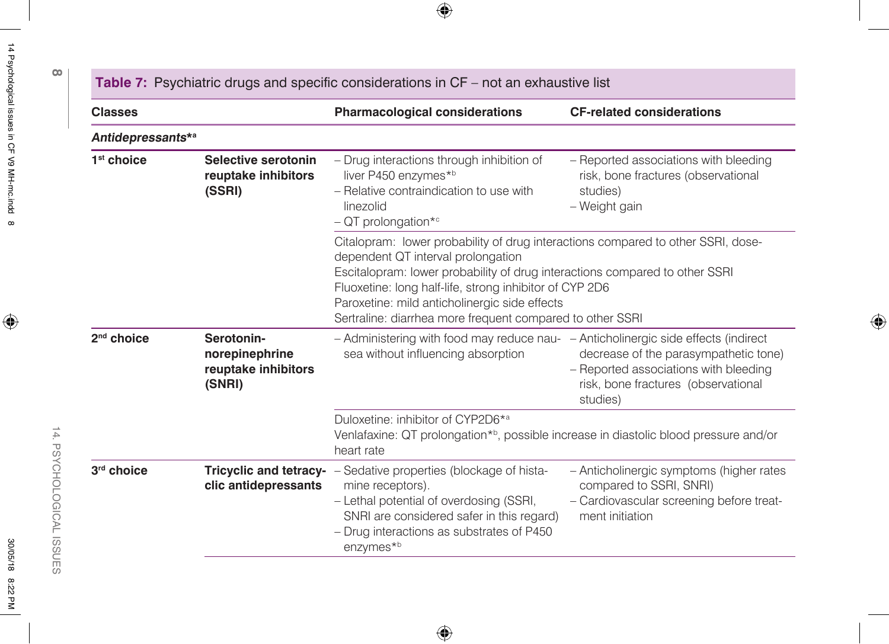**Table 7:** Psychiatric drugs and specific considerations in CF – not an exhaustive list

| Classes | | Pharmacological considerations | CF-related considerations |
|---|---|---|---|
| ***Antidepressants**[a]* | | | |
| **1st choice** | **Selective serotonin reuptake inhibitors (SSRI)** | – Drug interactions through inhibition of liver P450 enzymes*[b]<br>– Relative contraindication to use with linezolid<br>– QT prolongation*[c] | – Reported associations with bleeding risk, bone fractures (observational studies)<br>– Weight gain |
| | | Citalopram: lower probability of drug interactions compared to other SSRI, dose-dependent QT interval prolongation<br>Escitalopram: lower probability of drug interactions compared to other SSRI<br>Fluoxetine: long half-life, strong inhibitor of CYP 2D6<br>Paroxetine: mild anticholinergic side effects<br>Sertraline: diarrhea more frequent compared to other SSRI | |
| **2nd choice** | **Serotonin-norepinephrine reuptake inhibitors (SNRI)** | – Administering with food may reduce nausea without influencing absorption | – Anticholinergic side effects (indirect decrease of the parasympathetic tone)<br>– Reported associations with bleeding risk, bone fractures (observational studies) |
| | | Duloxetine: inhibitor of CYP2D6*[a]<br>Venlafaxine: QT prolongation*[b], possible increase in diastolic blood pressure and/or heart rate | |
| **3rd choice** | **Tricyclic and tetracyclic antidepressants** | – Sedative properties (blockage of histamine receptors).<br>– Lethal potential of overdosing (SSRI, SNRI are considered safer in this regard)<br>– Drug interactions as substrates of P450 enzymes*[b] | – Anticholinergic symptoms (higher rates compared to SSRI, SNRI)<br>– Cardiovascular screening before treatment initiation |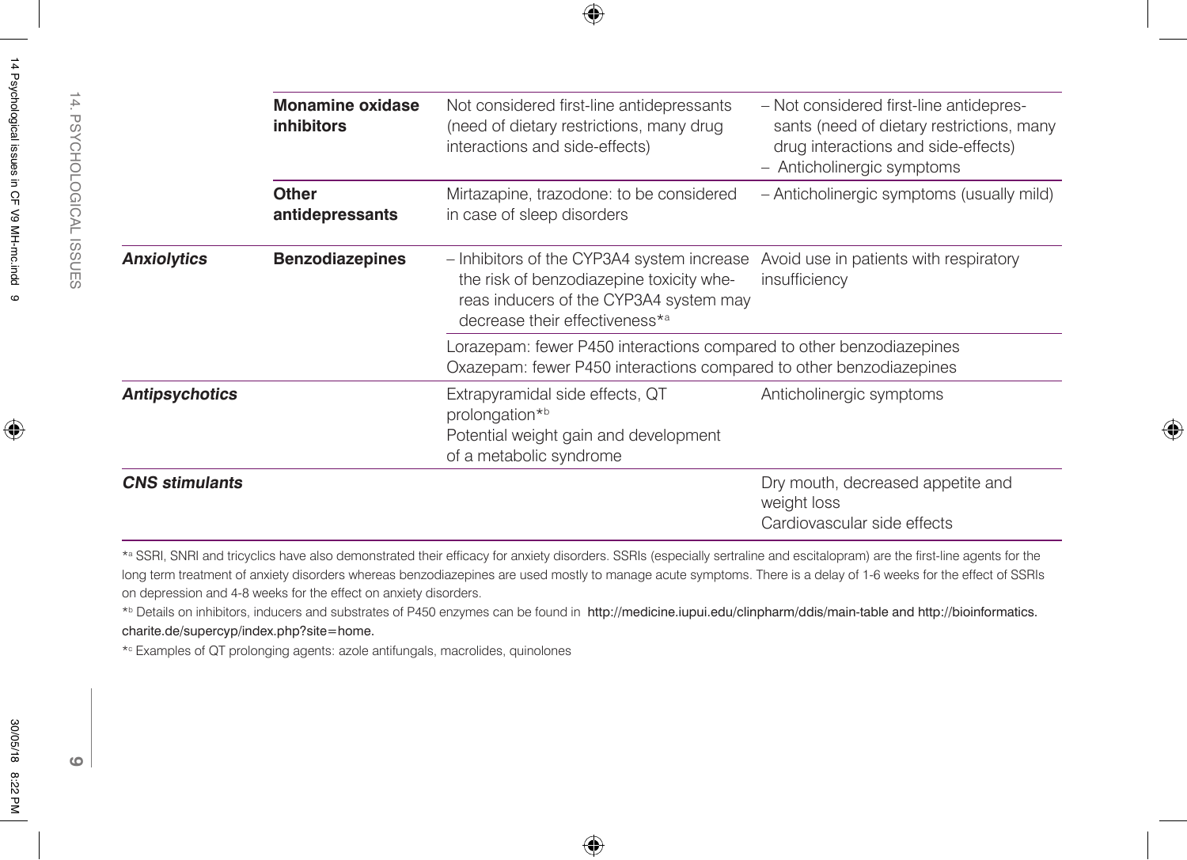| | | | |
|---|---|---|---|
| | **Monamine oxidase inhibitors** | Not considered first-line antidepressants (need of dietary restrictions, many drug interactions and side-effects) | – Not considered first-line antidepressants (need of dietary restrictions, many drug interactions and side-effects)<br>– Anticholinergic symptoms |
| | **Other antidepressants** | Mirtazapine, trazodone: to be considered in case of sleep disorders | – Anticholinergic symptoms (usually mild) |
| ***Anxiolytics*** | **Benzodiazepines** | – Inhibitors of the CYP3A4 system increase the risk of benzodiazepine toxicity whereas inducers of the CYP3A4 system may decrease their effectiveness*[a] | Avoid use in patients with respiratory insufficiency |
| | | Lorazepam: fewer P450 interactions compared to other benzodiazepines<br>Oxazepam: fewer P450 interactions compared to other benzodiazepines | |
| ***Antipsychotics*** | | Extrapyramidal side effects, QT prolongation*[b]<br>Potential weight gain and development of a metabolic syndrome | Anticholinergic symptoms |
| ***CNS stimulants*** | | | Dry mouth, decreased appetite and weight loss<br>Cardiovascular side effects |

*[a] SSRI, SNRI and tricyclics have also demonstrated their efficacy for anxiety disorders. SSRIs (especially sertraline and escitalopram) are the first-line agents for the long term treatment of anxiety disorders whereas benzodiazepines are used mostly to manage acute symptoms. There is a delay of 1-6 weeks for the effect of SSRIs on depression and 4-8 weeks for the effect on anxiety disorders.

*[b] Details on inhibitors, inducers and substrates of P450 enzymes can be found in http://medicine.iupui.edu/clinpharm/ddis/main-table and http://bioinformatics.charite.de/supercyp/index.php?site=home.

*[c] Examples of QT prolonging agents: azole antifungals, macrolides, quinolones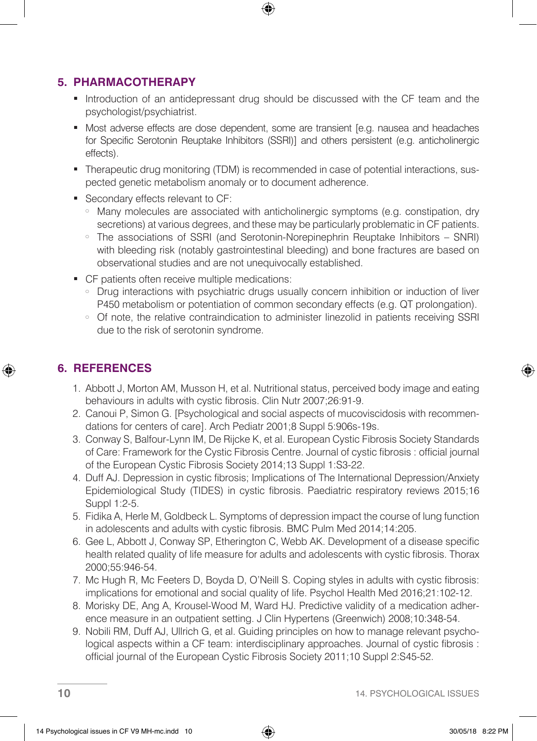## 5. PHARMACOTHERAPY

- Introduction of an antidepressant drug should be discussed with the CF team and the psychologist/psychiatrist.
- Most adverse effects are dose dependent, some are transient [e.g. nausea and headaches for Specific Serotonin Reuptake Inhibitors (SSRI)] and others persistent (e.g. anticholinergic effects).
- Therapeutic drug monitoring (TDM) is recommended in case of potential interactions, suspected genetic metabolism anomaly or to document adherence.
- Secondary effects relevant to CF:
  - Many molecules are associated with anticholinergic symptoms (e.g. constipation, dry secretions) at various degrees, and these may be particularly problematic in CF patients.
  - The associations of SSRI (and Serotonin-Norepinephrin Reuptake Inhibitors – SNRI) with bleeding risk (notably gastrointestinal bleeding) and bone fractures are based on observational studies and are not unequivocally established.
- CF patients often receive multiple medications:
  - Drug interactions with psychiatric drugs usually concern inhibition or induction of liver P450 metabolism or potentiation of common secondary effects (e.g. QT prolongation).
  - Of note, the relative contraindication to administer linezolid in patients receiving SSRI due to the risk of serotonin syndrome.

## 6. REFERENCES

1. Abbott J, Morton AM, Musson H, et al. Nutritional status, perceived body image and eating behaviours in adults with cystic fibrosis. Clin Nutr 2007;26:91-9.
2. Canoui P, Simon G. [Psychological and social aspects of mucoviscidosis with recommendations for centers of care]. Arch Pediatr 2001;8 Suppl 5:906s-19s.
3. Conway S, Balfour-Lynn IM, De Rijcke K, et al. European Cystic Fibrosis Society Standards of Care: Framework for the Cystic Fibrosis Centre. Journal of cystic fibrosis : official journal of the European Cystic Fibrosis Society 2014;13 Suppl 1:S3-22.
4. Duff AJ. Depression in cystic fibrosis; Implications of The International Depression/Anxiety Epidemiological Study (TIDES) in cystic fibrosis. Paediatric respiratory reviews 2015;16 Suppl 1:2-5.
5. Fidika A, Herle M, Goldbeck L. Symptoms of depression impact the course of lung function in adolescents and adults with cystic fibrosis. BMC Pulm Med 2014;14:205.
6. Gee L, Abbott J, Conway SP, Etherington C, Webb AK. Development of a disease specific health related quality of life measure for adults and adolescents with cystic fibrosis. Thorax 2000;55:946-54.
7. Mc Hugh R, Mc Feeters D, Boyda D, O'Neill S. Coping styles in adults with cystic fibrosis: implications for emotional and social quality of life. Psychol Health Med 2016;21:102-12.
8. Morisky DE, Ang A, Krousel-Wood M, Ward HJ. Predictive validity of a medication adherence measure in an outpatient setting. J Clin Hypertens (Greenwich) 2008;10:348-54.
9. Nobili RM, Duff AJ, Ullrich G, et al. Guiding principles on how to manage relevant psychological aspects within a CF team: interdisciplinary approaches. Journal of cystic fibrosis : official journal of the European Cystic Fibrosis Society 2011;10 Suppl 2:S45-52.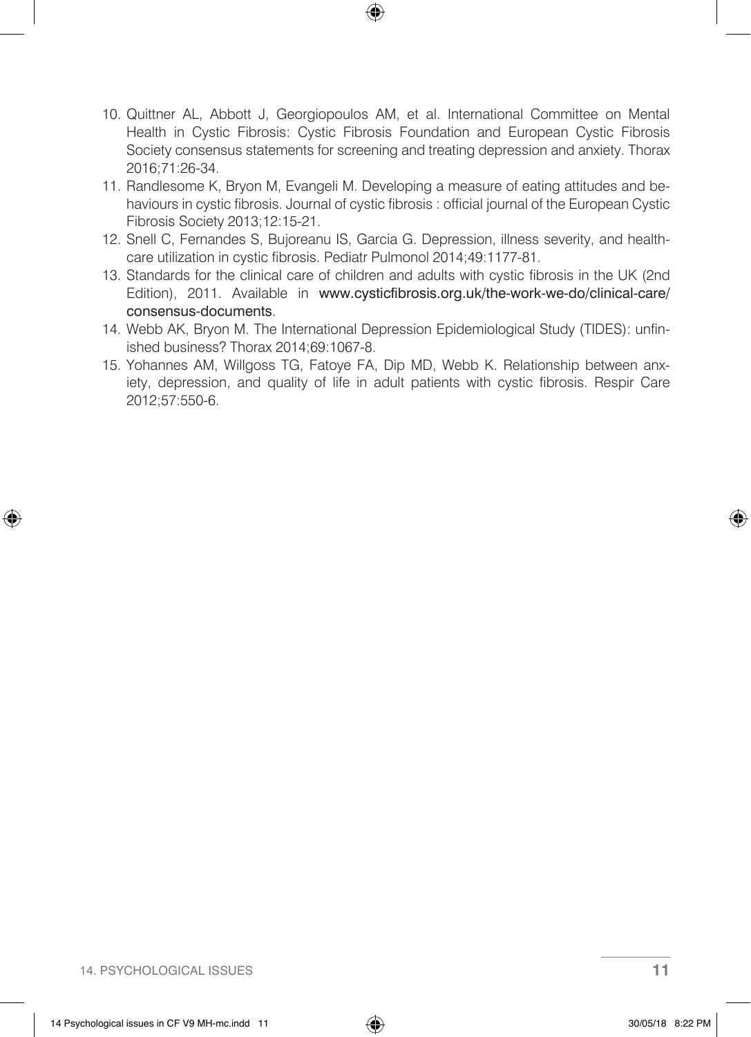10. Quittner AL, Abbott J, Georgiopoulos AM, et al. International Committee on Mental Health in Cystic Fibrosis: Cystic Fibrosis Foundation and European Cystic Fibrosis Society consensus statements for screening and treating depression and anxiety. Thorax 2016;71:26-34.
11. Randlesome K, Bryon M, Evangeli M. Developing a measure of eating attitudes and behaviours in cystic fibrosis. Journal of cystic fibrosis : official journal of the European Cystic Fibrosis Society 2013;12:15-21.
12. Snell C, Fernandes S, Bujoreanu IS, Garcia G. Depression, illness severity, and healthcare utilization in cystic fibrosis. Pediatr Pulmonol 2014;49:1177-81.
13. Standards for the clinical care of children and adults with cystic fibrosis in the UK (2nd Edition), 2011. Available in www.cysticfibrosis.org.uk/the-work-we-do/clinical-care/consensus-documents.
14. Webb AK, Bryon M. The International Depression Epidemiological Study (TIDES): unfinished business? Thorax 2014;69:1067-8.
15. Yohannes AM, Willgoss TG, Fatoye FA, Dip MD, Webb K. Relationship between anxiety, depression, and quality of life in adult patients with cystic fibrosis. Respir Care 2012;57:550-6.